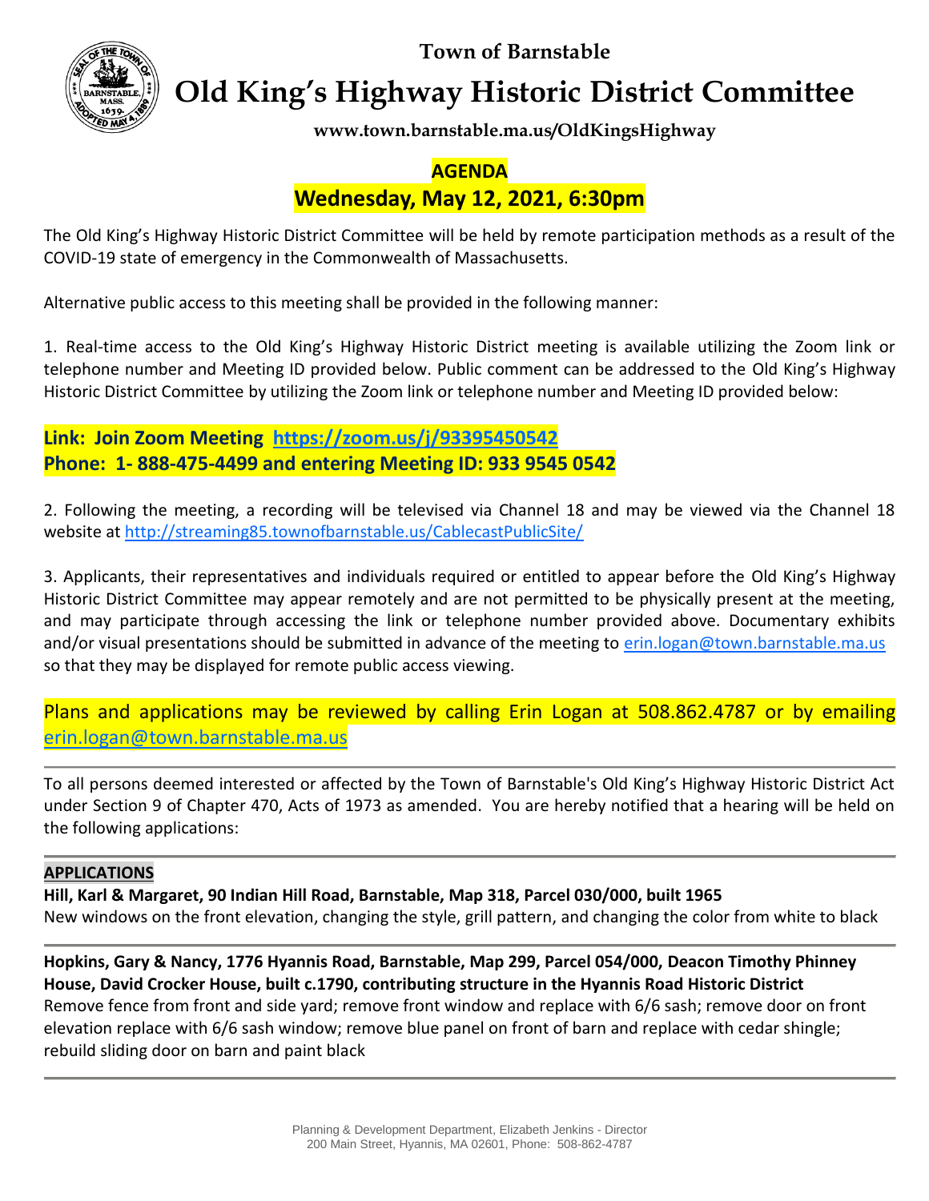**Town of Barnstable**

# Old King's Highway Historic District Committee

**www.town.barnstable.ma.us/OldKingsHighway**

## AGENDA

## Wednesday, May 12, 2021, 6:30pm

The Old King's Highway Historic District Committee will be held by remote participation methods as a result of the COVID-19 state of emergency in the Commonwealth of Massachusetts.

Alternative public access to this meeting shall be provided in the following manner:

1. Real-time access to the Old King's Highway Historic District meeting is available utilizing the Zoom link or telephone number and Meeting ID provided below. Public comment can be addressed to the Old King's Highway Historic District Committee by utilizing the Zoom link or telephone number and Meeting ID provided below:

**Link: Join Zoom Meeting https://zoom.us/j/93395450542**
**Phone: 1- 888-475-4499 and entering Meeting ID: 933 9545 0542**

2. Following the meeting, a recording will be televised via Channel 18 and may be viewed via the Channel 18 website at http://streaming85.townofbarnstable.us/CablecastPublicSite/

3. Applicants, their representatives and individuals required or entitled to appear before the Old King's Highway Historic District Committee may appear remotely and are not permitted to be physically present at the meeting, and may participate through accessing the link or telephone number provided above. Documentary exhibits and/or visual presentations should be submitted in advance of the meeting to erin.logan@town.barnstable.ma.us so that they may be displayed for remote public access viewing.

Plans and applications may be reviewed by calling Erin Logan at 508.862.4787 or by emailing erin.logan@town.barnstable.ma.us

---

To all persons deemed interested or affected by the Town of Barnstable's Old King's Highway Historic District Act under Section 9 of Chapter 470, Acts of 1973 as amended. You are hereby notified that a hearing will be held on the following applications:

---

**APPLICATIONS**

**Hill, Karl & Margaret, 90 Indian Hill Road, Barnstable, Map 318, Parcel 030/000, built 1965**
New windows on the front elevation, changing the style, grill pattern, and changing the color from white to black

---

**Hopkins, Gary & Nancy, 1776 Hyannis Road, Barnstable, Map 299, Parcel 054/000, Deacon Timothy Phinney House, David Crocker House, built c.1790, contributing structure in the Hyannis Road Historic District**
Remove fence from front and side yard; remove front window and replace with 6/6 sash; remove door on front elevation replace with 6/6 sash window; remove blue panel on front of barn and replace with cedar shingle; rebuild sliding door on barn and paint black

---

Planning & Development Department, Elizabeth Jenkins - Director
200 Main Street, Hyannis, MA 02601, Phone: 508-862-4787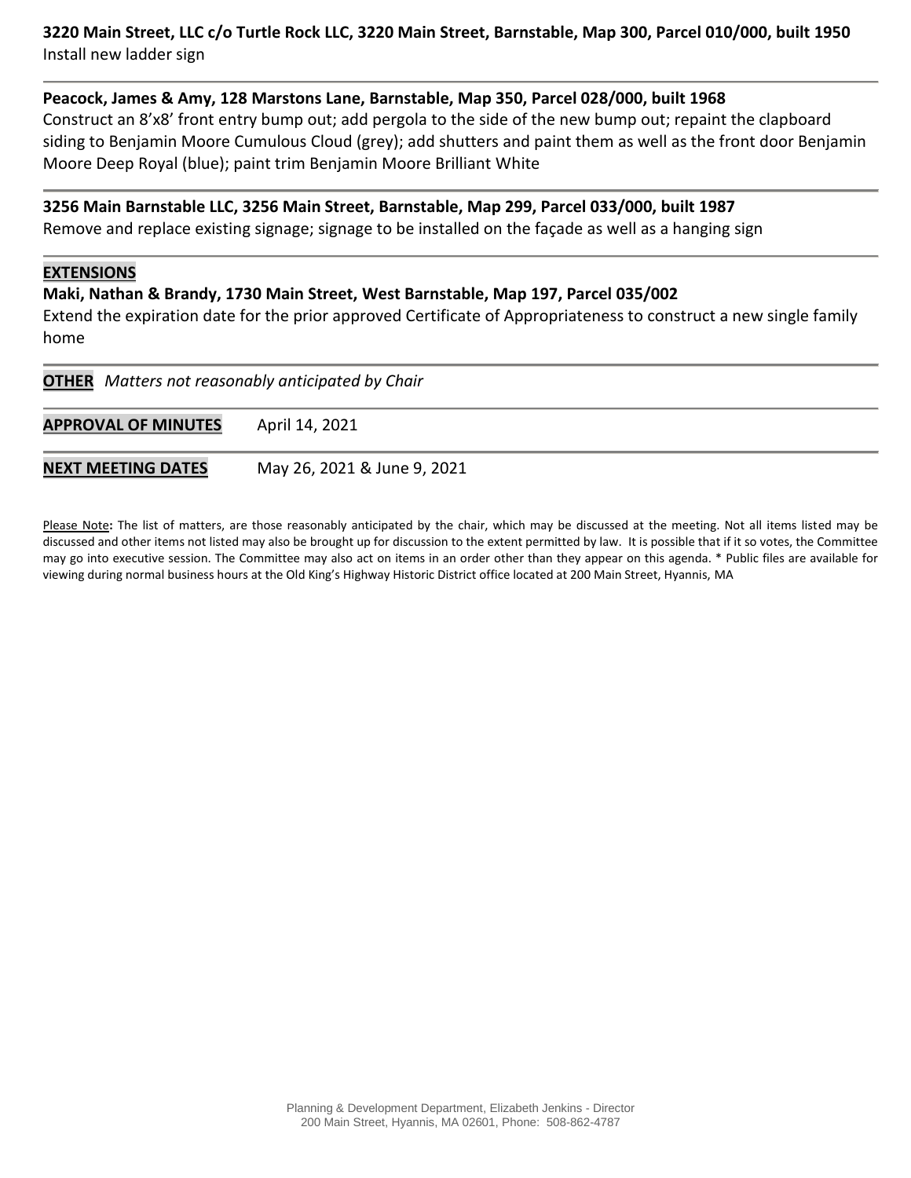**3220 Main Street, LLC c/o Turtle Rock LLC, 3220 Main Street, Barnstable, Map 300, Parcel 010/000, built 1950**
Install new ladder sign

---

**Peacock, James & Amy, 128 Marstons Lane, Barnstable, Map 350, Parcel 028/000, built 1968**
Construct an 8'x8' front entry bump out; add pergola to the side of the new bump out; repaint the clapboard siding to Benjamin Moore Cumulous Cloud (grey); add shutters and paint them as well as the front door Benjamin Moore Deep Royal (blue); paint trim Benjamin Moore Brilliant White

---

**3256 Main Barnstable LLC, 3256 Main Street, Barnstable, Map 299, Parcel 033/000, built 1987**
Remove and replace existing signage; signage to be installed on the façade as well as a hanging sign

---

**EXTENSIONS**

**Maki, Nathan & Brandy, 1730 Main Street, West Barnstable, Map 197, Parcel 035/002**
Extend the expiration date for the prior approved Certificate of Appropriateness to construct a new single family home

---

**OTHER** *Matters not reasonably anticipated by Chair*

---

**APPROVAL OF MINUTES** April 14, 2021

---

**NEXT MEETING DATES** May 26, 2021 & June 9, 2021

Please Note**:** The list of matters, are those reasonably anticipated by the chair, which may be discussed at the meeting. Not all items listed may be discussed and other items not listed may also be brought up for discussion to the extent permitted by law. It is possible that if it so votes, the Committee may go into executive session. The Committee may also act on items in an order other than they appear on this agenda. * Public files are available for viewing during normal business hours at the Old King's Highway Historic District office located at 200 Main Street, Hyannis, MA

Planning & Development Department, Elizabeth Jenkins - Director
200 Main Street, Hyannis, MA 02601, Phone: 508-862-4787